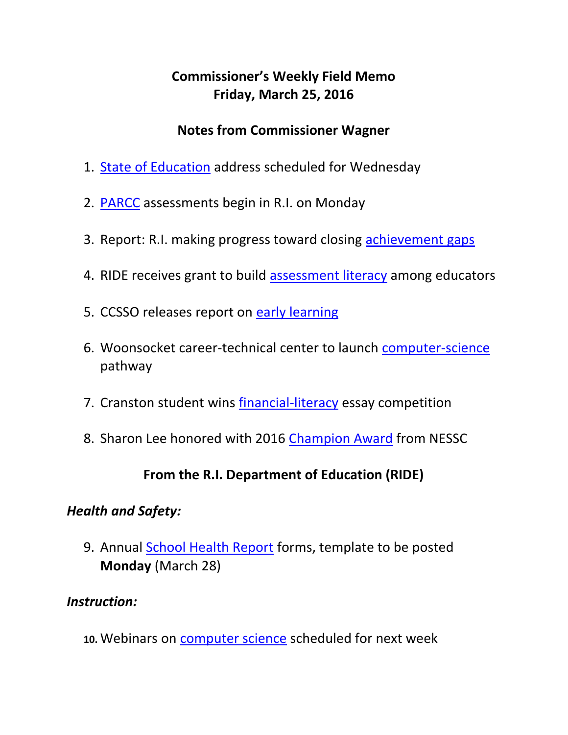# Commissioner's Weekly Field Memo
# Friday, March 25, 2016

## Notes from Commissioner Wagner

1. State of Education address scheduled for Wednesday
2. PARCC assessments begin in R.I. on Monday
3. Report: R.I. making progress toward closing achievement gaps
4. RIDE receives grant to build assessment literacy among educators
5. CCSSO releases report on early learning
6. Woonsocket career-technical center to launch computer-science pathway
7. Cranston student wins financial-literacy essay competition
8. Sharon Lee honored with 2016 Champion Award from NESSC

## From the R.I. Department of Education (RIDE)

### *Health and Safety:*

9. Annual School Health Report forms, template to be posted **Monday** (March 28)

### *Instruction:*

10. Webinars on computer science scheduled for next week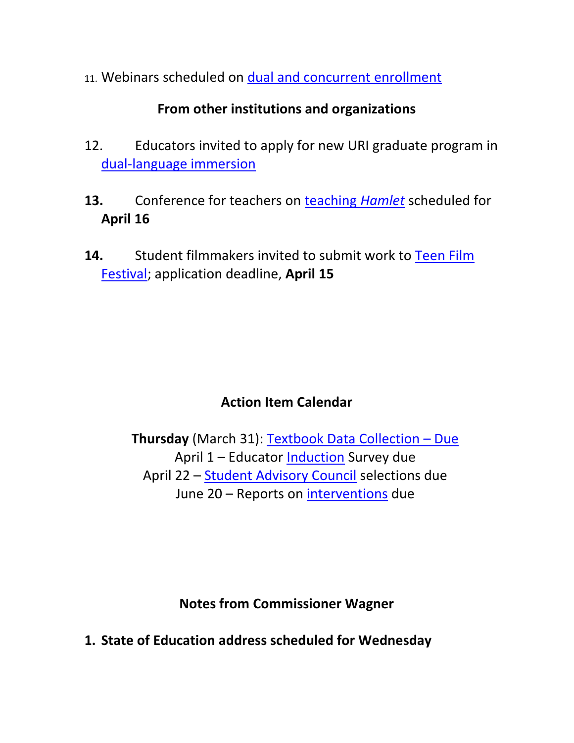11. Webinars scheduled on dual and concurrent enrollment

### From other institutions and organizations

12. Educators invited to apply for new URI graduate program in dual-language immersion

13. Conference for teachers on teaching *Hamlet* scheduled for **April 16**

14. Student filmmakers invited to submit work to Teen Film Festival; application deadline, **April 15**

### Action Item Calendar

**Thursday** (March 31): Textbook Data Collection – Due
April 1 – Educator Induction Survey due
April 22 – Student Advisory Council selections due
June 20 – Reports on interventions due

### Notes from Commissioner Wagner

**1. State of Education address scheduled for Wednesday**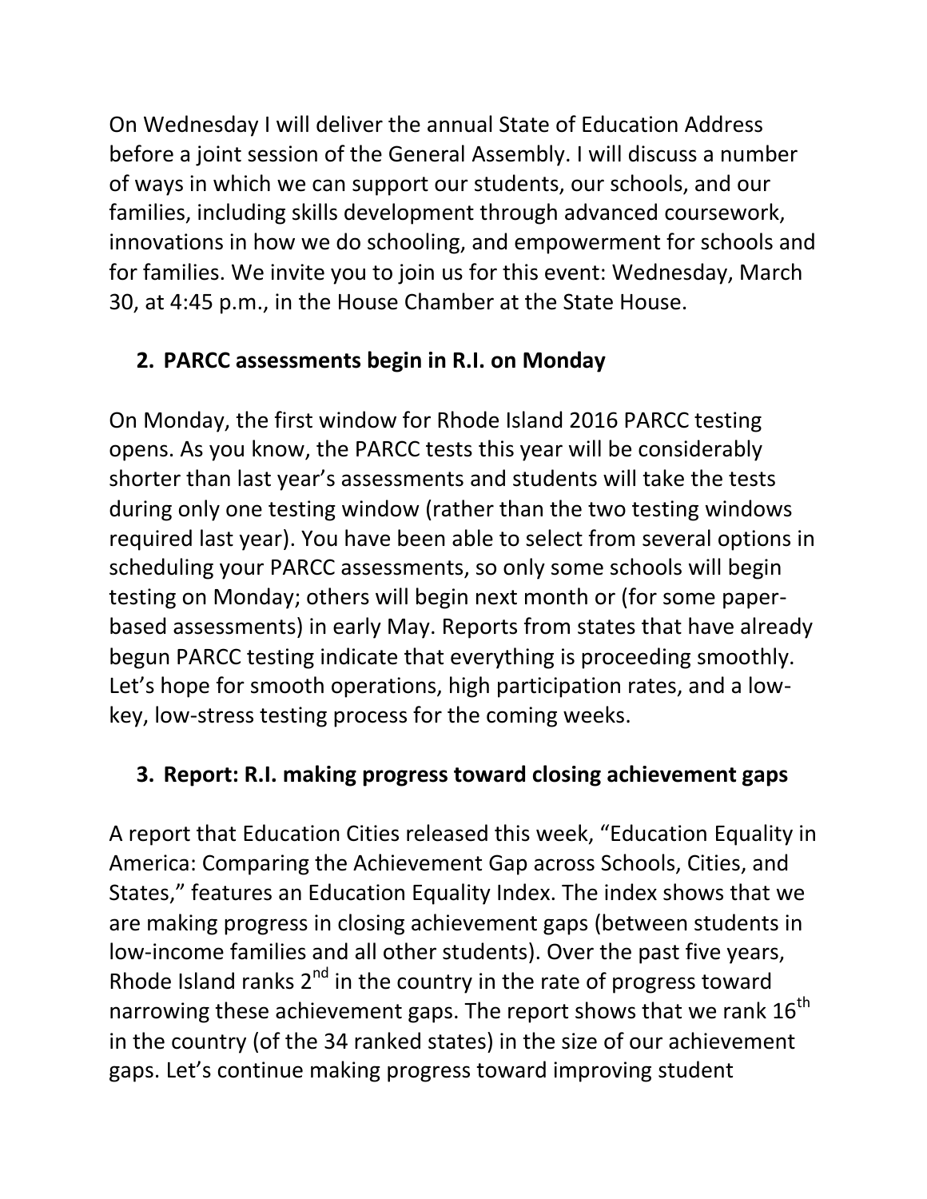On Wednesday I will deliver the annual State of Education Address before a joint session of the General Assembly. I will discuss a number of ways in which we can support our students, our schools, and our families, including skills development through advanced coursework, innovations in how we do schooling, and empowerment for schools and for families. We invite you to join us for this event: Wednesday, March 30, at 4:45 p.m., in the House Chamber at the State House.

## 2. PARCC assessments begin in R.I. on Monday

On Monday, the first window for Rhode Island 2016 PARCC testing opens. As you know, the PARCC tests this year will be considerably shorter than last year's assessments and students will take the tests during only one testing window (rather than the two testing windows required last year). You have been able to select from several options in scheduling your PARCC assessments, so only some schools will begin testing on Monday; others will begin next month or (for some paper-based assessments) in early May. Reports from states that have already begun PARCC testing indicate that everything is proceeding smoothly. Let's hope for smooth operations, high participation rates, and a low-key, low-stress testing process for the coming weeks.

## 3. Report: R.I. making progress toward closing achievement gaps

A report that Education Cities released this week, "Education Equality in America: Comparing the Achievement Gap across Schools, Cities, and States," features an Education Equality Index. The index shows that we are making progress in closing achievement gaps (between students in low-income families and all other students). Over the past five years, Rhode Island ranks 2nd in the country in the rate of progress toward narrowing these achievement gaps. The report shows that we rank 16th in the country (of the 34 ranked states) in the size of our achievement gaps. Let's continue making progress toward improving student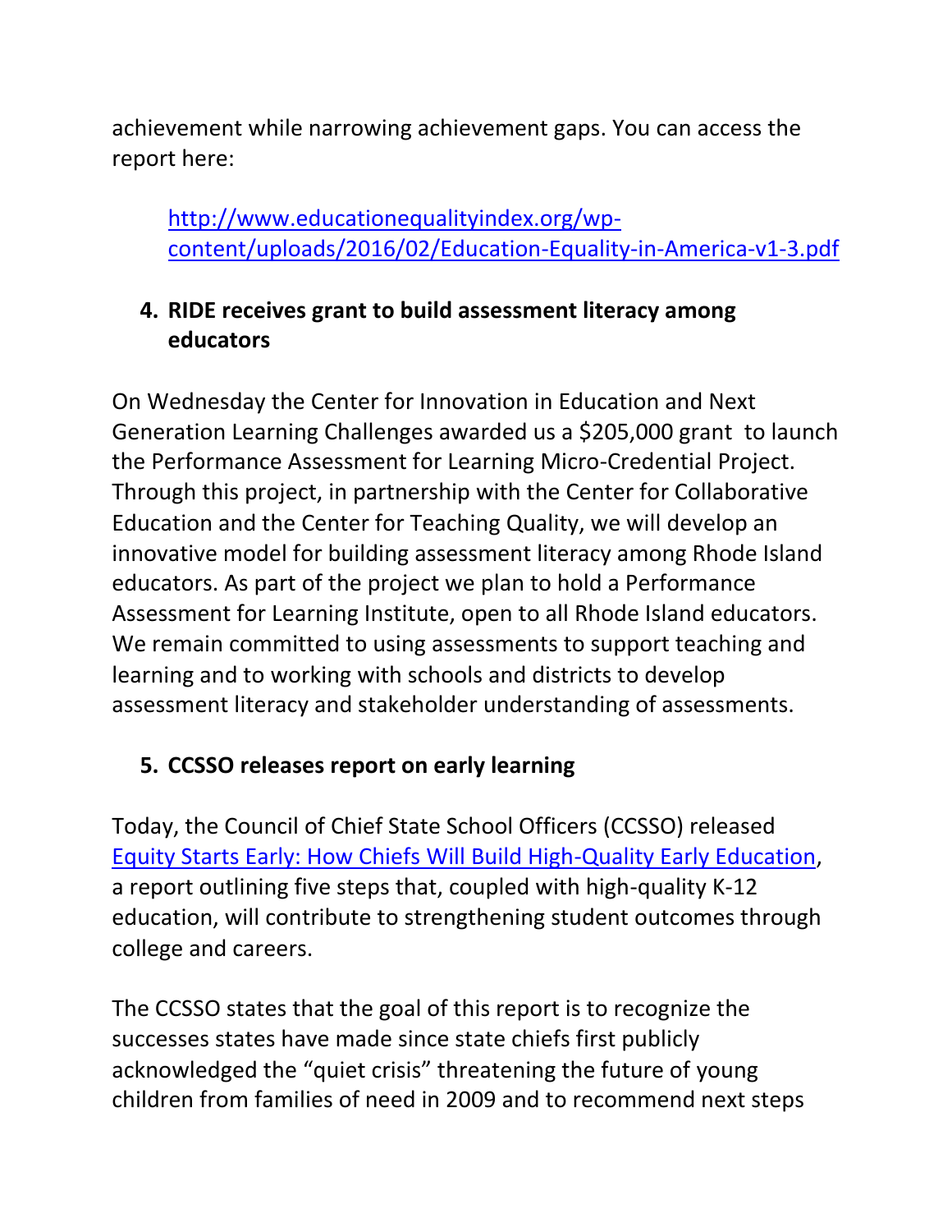achievement while narrowing achievement gaps. You can access the report here:

> [http://www.educationequalityindex.org/wp-content/uploads/2016/02/Education-Equality-in-America-v1-3.pdf](http://www.educationequalityindex.org/wp-content/uploads/2016/02/Education-Equality-in-America-v1-3.pdf)

**4. RIDE receives grant to build assessment literacy among educators**

On Wednesday the Center for Innovation in Education and Next Generation Learning Challenges awarded us a $205,000 grant to launch the Performance Assessment for Learning Micro-Credential Project. Through this project, in partnership with the Center for Collaborative Education and the Center for Teaching Quality, we will develop an innovative model for building assessment literacy among Rhode Island educators. As part of the project we plan to hold a Performance Assessment for Learning Institute, open to all Rhode Island educators. We remain committed to using assessments to support teaching and learning and to working with schools and districts to develop assessment literacy and stakeholder understanding of assessments.

**5. CCSSO releases report on early learning**

Today, the Council of Chief State School Officers (CCSSO) released Equity Starts Early: How Chiefs Will Build High-Quality Early Education, a report outlining five steps that, coupled with high-quality K-12 education, will contribute to strengthening student outcomes through college and careers.

The CCSSO states that the goal of this report is to recognize the successes states have made since state chiefs first publicly acknowledged the "quiet crisis" threatening the future of young children from families of need in 2009 and to recommend next steps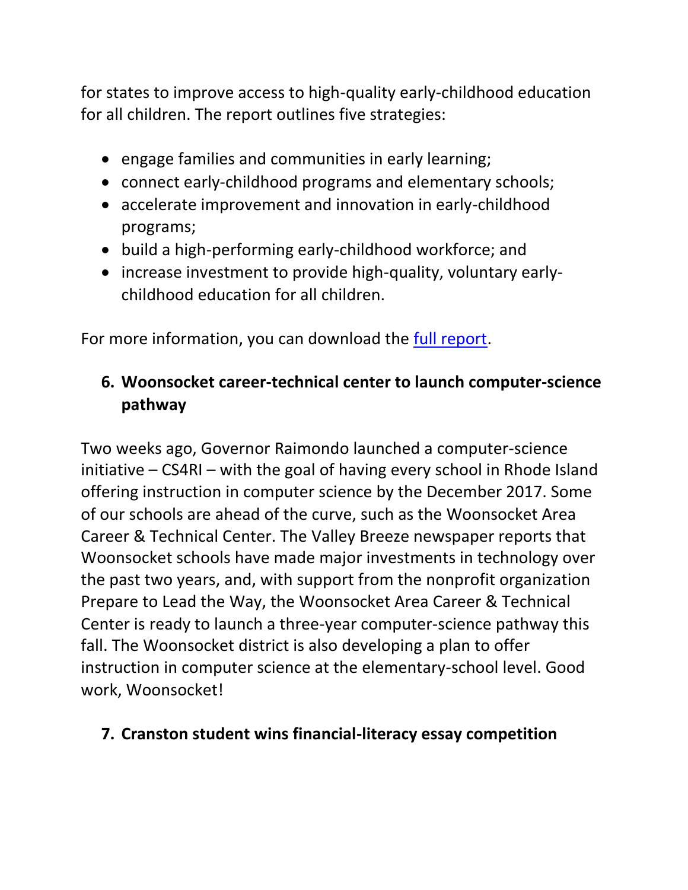for states to improve access to high-quality early-childhood education for all children. The report outlines five strategies:

- engage families and communities in early learning;
- connect early-childhood programs and elementary schools;
- accelerate improvement and innovation in early-childhood programs;
- build a high-performing early-childhood workforce; and
- increase investment to provide high-quality, voluntary early-childhood education for all children.

For more information, you can download the [full report]().

6. **Woonsocket career-technical center to launch computer-science pathway**

Two weeks ago, Governor Raimondo launched a computer-science initiative – CS4RI – with the goal of having every school in Rhode Island offering instruction in computer science by the December 2017. Some of our schools are ahead of the curve, such as the Woonsocket Area Career & Technical Center. The Valley Breeze newspaper reports that Woonsocket schools have made major investments in technology over the past two years, and, with support from the nonprofit organization Prepare to Lead the Way, the Woonsocket Area Career & Technical Center is ready to launch a three-year computer-science pathway this fall. The Woonsocket district is also developing a plan to offer instruction in computer science at the elementary-school level. Good work, Woonsocket!

7. **Cranston student wins financial-literacy essay competition**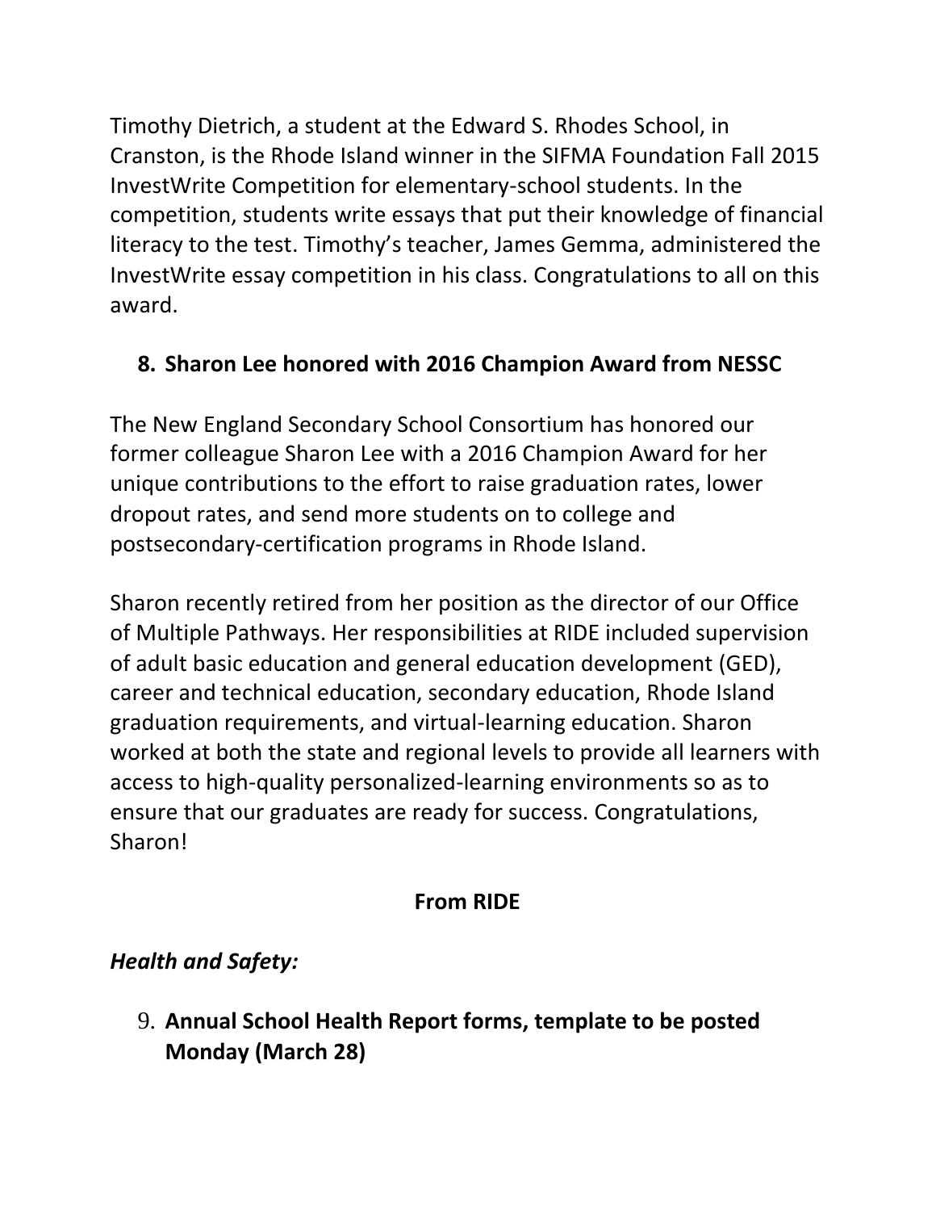Timothy Dietrich, a student at the Edward S. Rhodes School, in Cranston, is the Rhode Island winner in the SIFMA Foundation Fall 2015 InvestWrite Competition for elementary-school students. In the competition, students write essays that put their knowledge of financial literacy to the test. Timothy's teacher, James Gemma, administered the InvestWrite essay competition in his class. Congratulations to all on this award.

8. **Sharon Lee honored with 2016 Champion Award from NESSC**

The New England Secondary School Consortium has honored our former colleague Sharon Lee with a 2016 Champion Award for her unique contributions to the effort to raise graduation rates, lower dropout rates, and send more students on to college and postsecondary-certification programs in Rhode Island.

Sharon recently retired from her position as the director of our Office of Multiple Pathways. Her responsibilities at RIDE included supervision of adult basic education and general education development (GED), career and technical education, secondary education, Rhode Island graduation requirements, and virtual-learning education. Sharon worked at both the state and regional levels to provide all learners with access to high-quality personalized-learning environments so as to ensure that our graduates are ready for success. Congratulations, Sharon!

## From RIDE

***Health and Safety:***

9. **Annual School Health Report forms, template to be posted Monday (March 28)**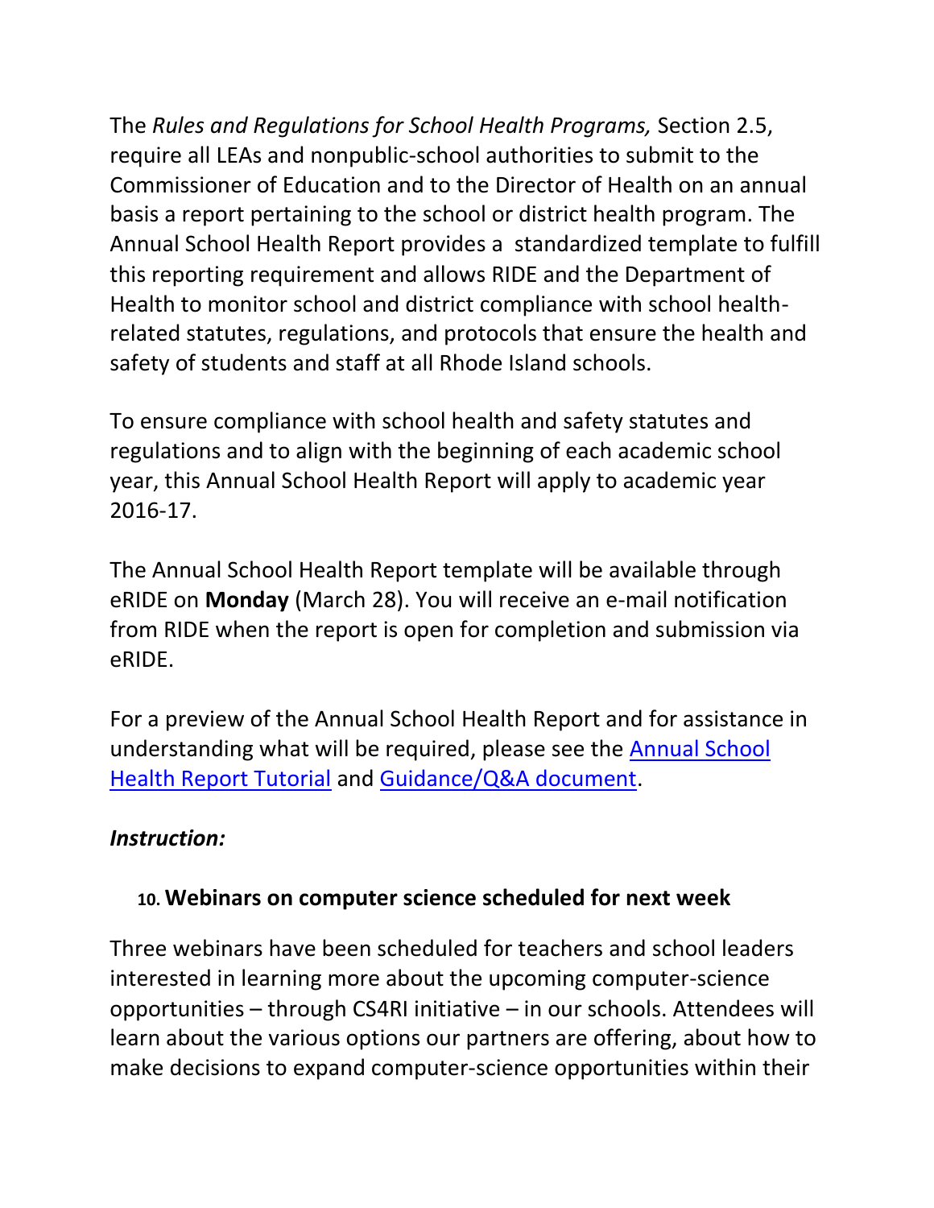The *Rules and Regulations for School Health Programs,* Section 2.5, require all LEAs and nonpublic-school authorities to submit to the Commissioner of Education and to the Director of Health on an annual basis a report pertaining to the school or district health program. The Annual School Health Report provides a standardized template to fulfill this reporting requirement and allows RIDE and the Department of Health to monitor school and district compliance with school health-related statutes, regulations, and protocols that ensure the health and safety of students and staff at all Rhode Island schools.

To ensure compliance with school health and safety statutes and regulations and to align with the beginning of each academic school year, this Annual School Health Report will apply to academic year 2016-17.

The Annual School Health Report template will be available through eRIDE on **Monday** (March 28). You will receive an e-mail notification from RIDE when the report is open for completion and submission via eRIDE.

For a preview of the Annual School Health Report and for assistance in understanding what will be required, please see the Annual School Health Report Tutorial and Guidance/Q&A document.

***Instruction:***

10. **Webinars on computer science scheduled for next week**

Three webinars have been scheduled for teachers and school leaders interested in learning more about the upcoming computer-science opportunities – through CS4RI initiative – in our schools. Attendees will learn about the various options our partners are offering, about how to make decisions to expand computer-science opportunities within their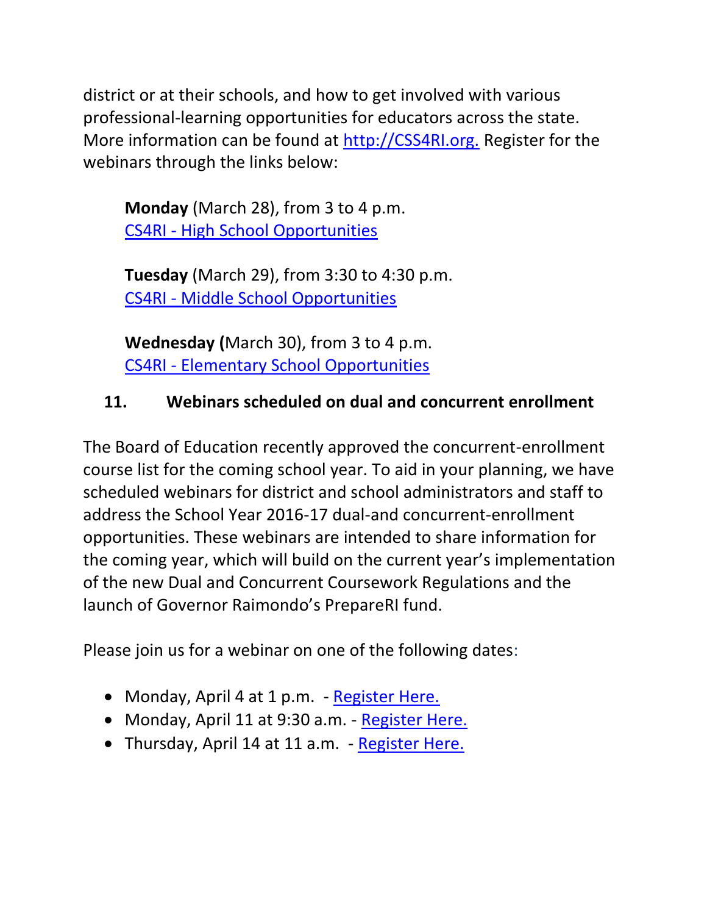district or at their schools, and how to get involved with various professional-learning opportunities for educators across the state. More information can be found at [http://CSS4RI.org.](http://CSS4RI.org) Register for the webinars through the links below:

**Monday** (March 28), from 3 to 4 p.m.
CS4RI - High School Opportunities

**Tuesday** (March 29), from 3:30 to 4:30 p.m.
CS4RI - Middle School Opportunities

**Wednesday (**March 30), from 3 to 4 p.m.
CS4RI - Elementary School Opportunities

### 11. Webinars scheduled on dual and concurrent enrollment

The Board of Education recently approved the concurrent-enrollment course list for the coming school year. To aid in your planning, we have scheduled webinars for district and school administrators and staff to address the School Year 2016-17 dual-and concurrent-enrollment opportunities. These webinars are intended to share information for the coming year, which will build on the current year's implementation of the new Dual and Concurrent Coursework Regulations and the launch of Governor Raimondo's PrepareRI fund.

Please join us for a webinar on one of the following dates:

- Monday, April 4 at 1 p.m. - Register Here.
- Monday, April 11 at 9:30 a.m. - Register Here.
- Thursday, April 14 at 11 a.m. - Register Here.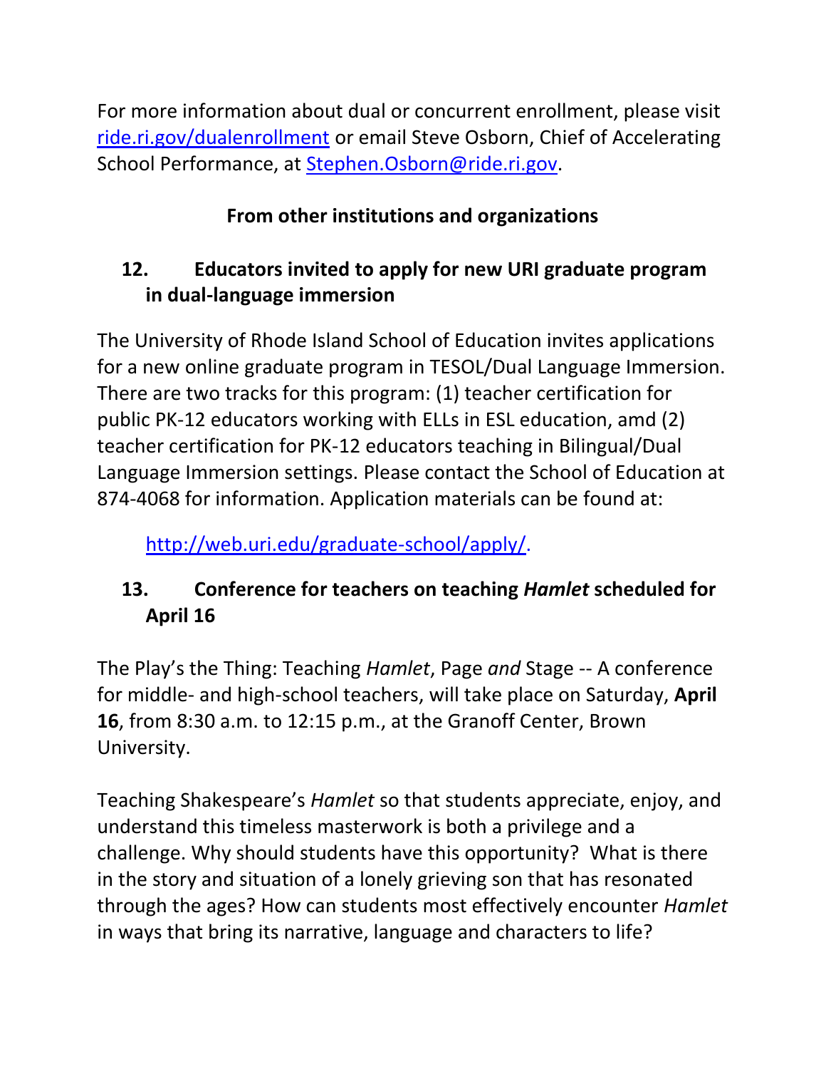For more information about dual or concurrent enrollment, please visit [ride.ri.gov/dualenrollment](ride.ri.gov/dualenrollment) or email Steve Osborn, Chief of Accelerating School Performance, at [Stephen.Osborn@ride.ri.gov](mailto:Stephen.Osborn@ride.ri.gov).

## From other institutions and organizations

### 12. Educators invited to apply for new URI graduate program in dual-language immersion

The University of Rhode Island School of Education invites applications for a new online graduate program in TESOL/Dual Language Immersion. There are two tracks for this program: (1) teacher certification for public PK-12 educators working with ELLs in ESL education, amd (2) teacher certification for PK-12 educators teaching in Bilingual/Dual Language Immersion settings. Please contact the School of Education at 874-4068 for information. Application materials can be found at:

[http://web.uri.edu/graduate-school/apply/](http://web.uri.edu/graduate-school/apply/).

### 13. Conference for teachers on teaching *Hamlet* scheduled for April 16

The Play's the Thing: Teaching *Hamlet*, Page *and* Stage -- A conference for middle- and high-school teachers, will take place on Saturday, **April 16**, from 8:30 a.m. to 12:15 p.m., at the Granoff Center, Brown University.

Teaching Shakespeare's *Hamlet* so that students appreciate, enjoy, and understand this timeless masterwork is both a privilege and a challenge. Why should students have this opportunity? What is there in the story and situation of a lonely grieving son that has resonated through the ages? How can students most effectively encounter *Hamlet* in ways that bring its narrative, language and characters to life?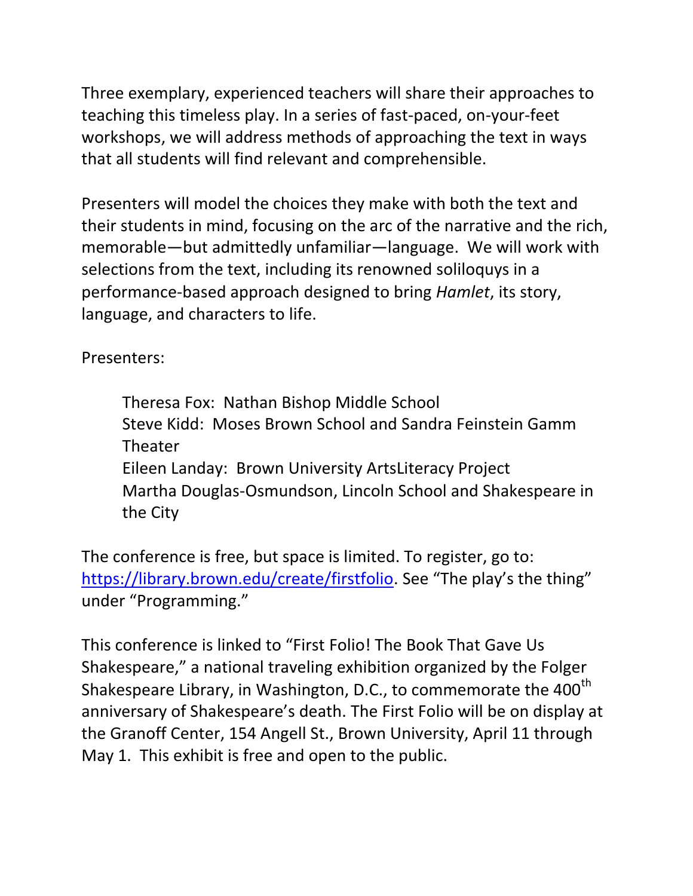Three exemplary, experienced teachers will share their approaches to teaching this timeless play. In a series of fast-paced, on-your-feet workshops, we will address methods of approaching the text in ways that all students will find relevant and comprehensible.

Presenters will model the choices they make with both the text and their students in mind, focusing on the arc of the narrative and the rich, memorable—but admittedly unfamiliar—language. We will work with selections from the text, including its renowned soliloquys in a performance-based approach designed to bring *Hamlet*, its story, language, and characters to life.

Presenters:

> Theresa Fox: Nathan Bishop Middle School
> Steve Kidd: Moses Brown School and Sandra Feinstein Gamm Theater
> Eileen Landay: Brown University ArtsLiteracy Project
> Martha Douglas-Osmundson, Lincoln School and Shakespeare in the City

The conference is free, but space is limited. To register, go to: [https://library.brown.edu/create/firstfolio](https://library.brown.edu/create/firstfolio). See "The play's the thing" under "Programming."

This conference is linked to "First Folio! The Book That Gave Us Shakespeare," a national traveling exhibition organized by the Folger Shakespeare Library, in Washington, D.C., to commemorate the 400th anniversary of Shakespeare's death. The First Folio will be on display at the Granoff Center, 154 Angell St., Brown University, April 11 through May 1. This exhibit is free and open to the public.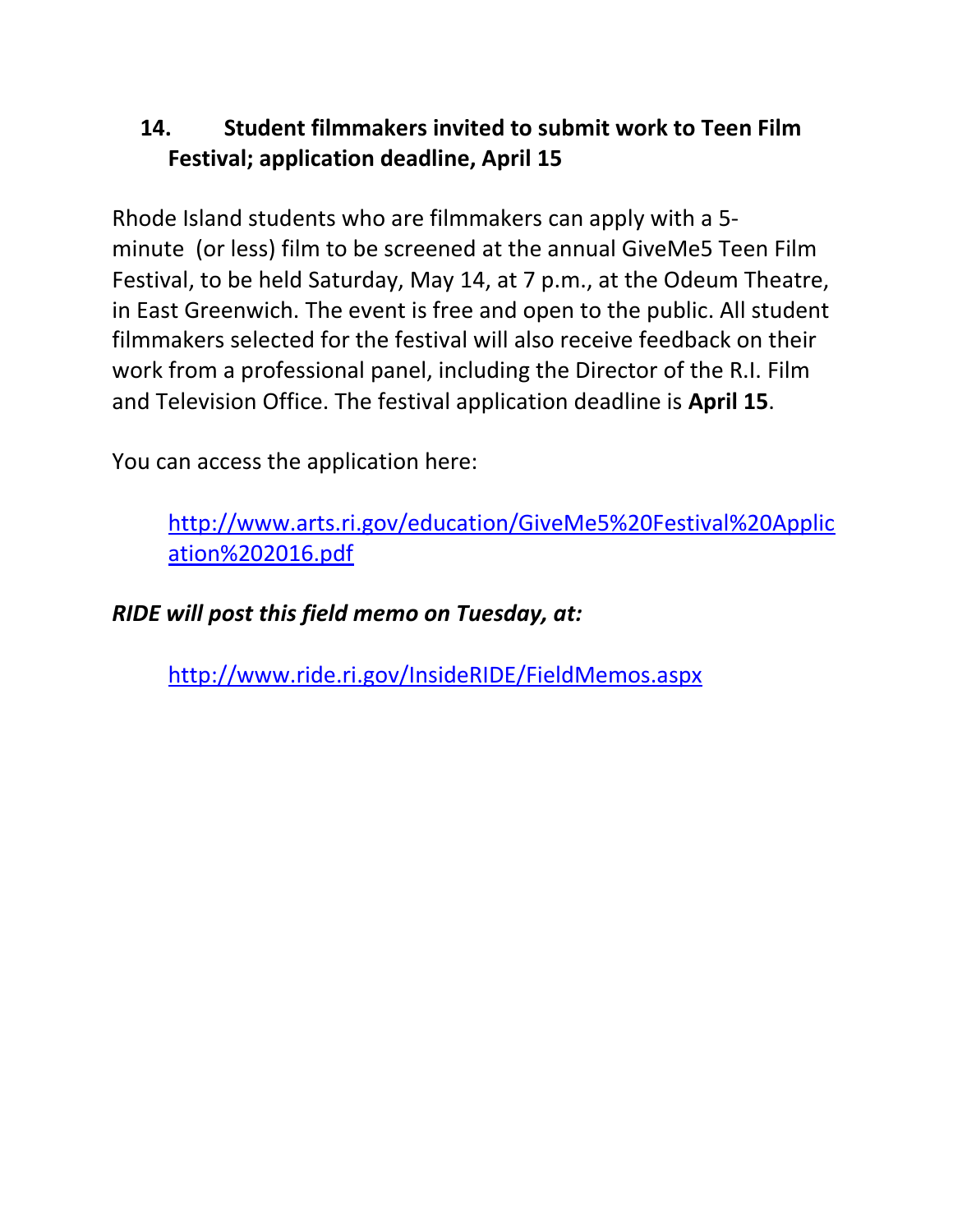## 14. Student filmmakers invited to submit work to Teen Film Festival; application deadline, April 15

Rhode Island students who are filmmakers can apply with a 5-minute (or less) film to be screened at the annual GiveMe5 Teen Film Festival, to be held Saturday, May 14, at 7 p.m., at the Odeum Theatre, in East Greenwich. The event is free and open to the public. All student filmmakers selected for the festival will also receive feedback on their work from a professional panel, including the Director of the R.I. Film and Television Office. The festival application deadline is **April 15**.

You can access the application here:

> http://www.arts.ri.gov/education/GiveMe5%20Festival%20Application%202016.pdf

***RIDE will post this field memo on Tuesday, at:***

> http://www.ride.ri.gov/InsideRIDE/FieldMemos.aspx